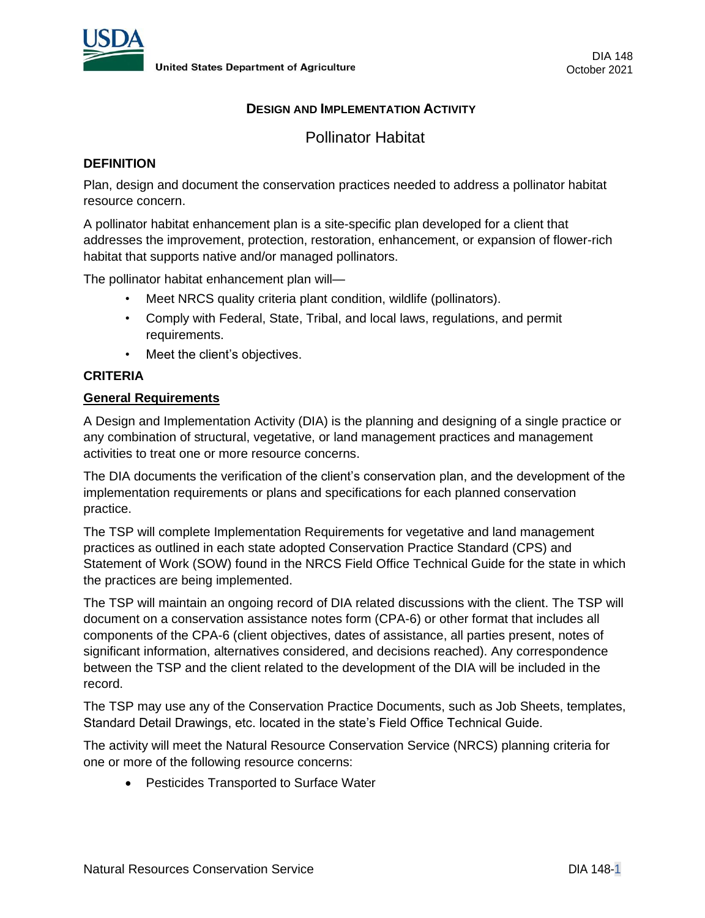United States Department of Agriculture

DIA 148
October 2021

## DESIGN AND IMPLEMENTATION ACTIVITY

# Pollinator Habitat

### DEFINITION

Plan, design and document the conservation practices needed to address a pollinator habitat resource concern.

A pollinator habitat enhancement plan is a site-specific plan developed for a client that addresses the improvement, protection, restoration, enhancement, or expansion of flower-rich habitat that supports native and/or managed pollinators.

The pollinator habitat enhancement plan will—

- Meet NRCS quality criteria plant condition, wildlife (pollinators).
- Comply with Federal, State, Tribal, and local laws, regulations, and permit requirements.
- Meet the client's objectives.

### CRITERIA

#### General Requirements

A Design and Implementation Activity (DIA) is the planning and designing of a single practice or any combination of structural, vegetative, or land management practices and management activities to treat one or more resource concerns.

The DIA documents the verification of the client's conservation plan, and the development of the implementation requirements or plans and specifications for each planned conservation practice.

The TSP will complete Implementation Requirements for vegetative and land management practices as outlined in each state adopted Conservation Practice Standard (CPS) and Statement of Work (SOW) found in the NRCS Field Office Technical Guide for the state in which the practices are being implemented.

The TSP will maintain an ongoing record of DIA related discussions with the client. The TSP will document on a conservation assistance notes form (CPA-6) or other format that includes all components of the CPA-6 (client objectives, dates of assistance, all parties present, notes of significant information, alternatives considered, and decisions reached). Any correspondence between the TSP and the client related to the development of the DIA will be included in the record.

The TSP may use any of the Conservation Practice Documents, such as Job Sheets, templates, Standard Detail Drawings, etc. located in the state's Field Office Technical Guide.

The activity will meet the Natural Resource Conservation Service (NRCS) planning criteria for one or more of the following resource concerns:

- Pesticides Transported to Surface Water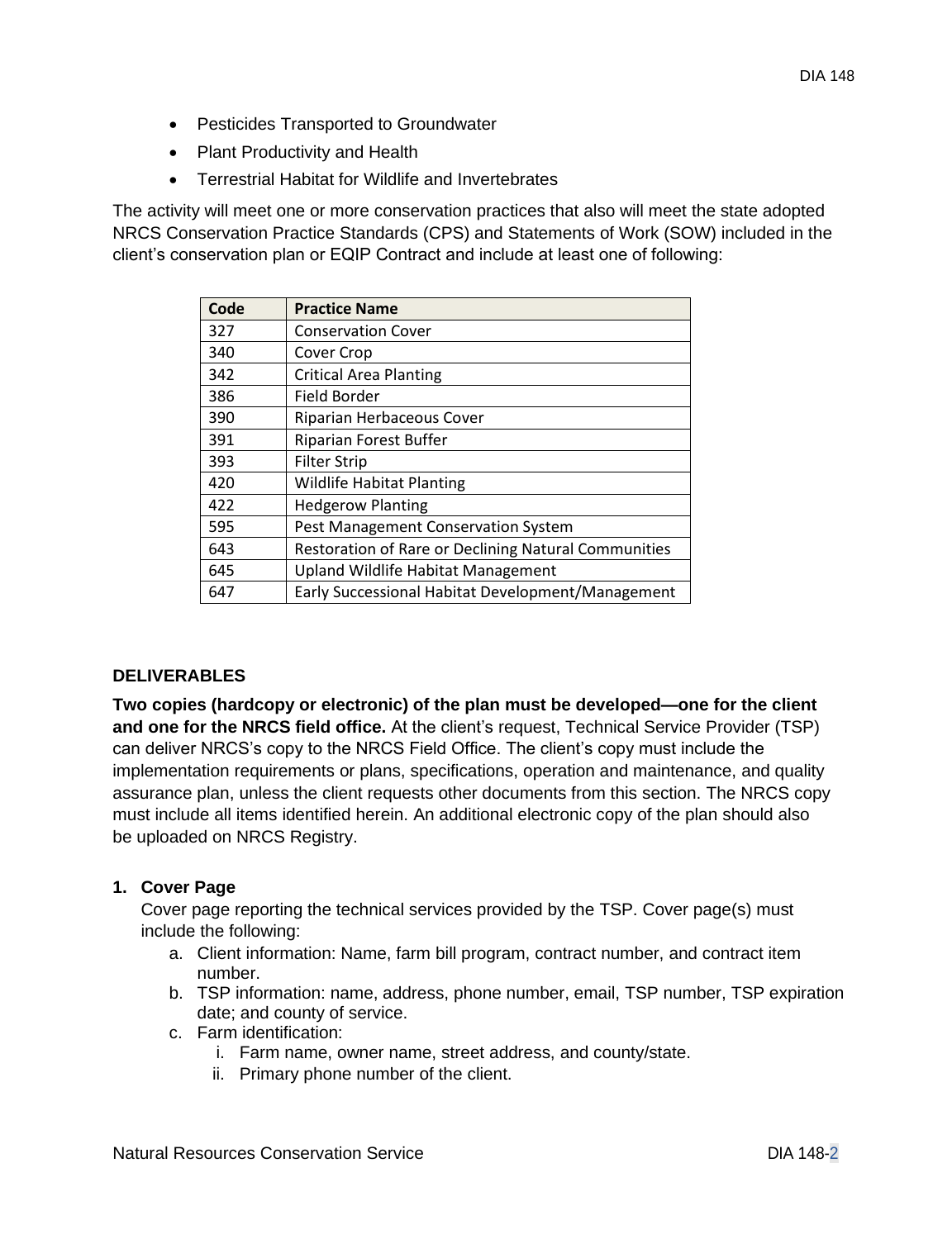- Pesticides Transported to Groundwater
- Plant Productivity and Health
- Terrestrial Habitat for Wildlife and Invertebrates

The activity will meet one or more conservation practices that also will meet the state adopted NRCS Conservation Practice Standards (CPS) and Statements of Work (SOW) included in the client's conservation plan or EQIP Contract and include at least one of following:

| Code | Practice Name |
| --- | --- |
| 327 | Conservation Cover |
| 340 | Cover Crop |
| 342 | Critical Area Planting |
| 386 | Field Border |
| 390 | Riparian Herbaceous Cover |
| 391 | Riparian Forest Buffer |
| 393 | Filter Strip |
| 420 | Wildlife Habitat Planting |
| 422 | Hedgerow Planting |
| 595 | Pest Management Conservation System |
| 643 | Restoration of Rare or Declining Natural Communities |
| 645 | Upland Wildlife Habitat Management |
| 647 | Early Successional Habitat Development/Management |

## DELIVERABLES

**Two copies (hardcopy or electronic) of the plan must be developed—one for the client and one for the NRCS field office.** At the client's request, Technical Service Provider (TSP) can deliver NRCS's copy to the NRCS Field Office. The client's copy must include the implementation requirements or plans, specifications, operation and maintenance, and quality assurance plan, unless the client requests other documents from this section. The NRCS copy must include all items identified herein. An additional electronic copy of the plan should also be uploaded on NRCS Registry.

### 1. Cover Page

Cover page reporting the technical services provided by the TSP. Cover page(s) must include the following:

a. Client information: Name, farm bill program, contract number, and contract item number.
b. TSP information: name, address, phone number, email, TSP number, TSP expiration date; and county of service.
c. Farm identification:
    i. Farm name, owner name, street address, and county/state.
    ii. Primary phone number of the client.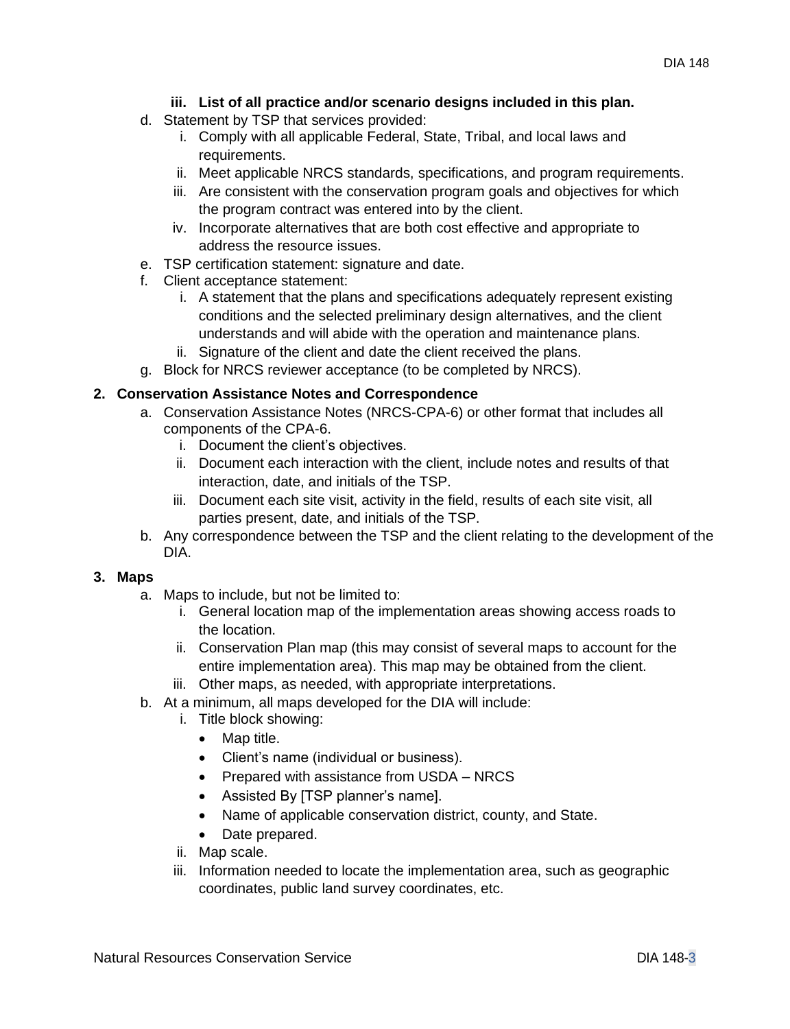**iii. List of all practice and/or scenario designs included in this plan.**

d. Statement by TSP that services provided:
   i. Comply with all applicable Federal, State, Tribal, and local laws and requirements.
   ii. Meet applicable NRCS standards, specifications, and program requirements.
   iii. Are consistent with the conservation program goals and objectives for which the program contract was entered into by the client.
   iv. Incorporate alternatives that are both cost effective and appropriate to address the resource issues.

e. TSP certification statement: signature and date.

f. Client acceptance statement:
   i. A statement that the plans and specifications adequately represent existing conditions and the selected preliminary design alternatives, and the client understands and will abide with the operation and maintenance plans.
   ii. Signature of the client and date the client received the plans.

g. Block for NRCS reviewer acceptance (to be completed by NRCS).

**2. Conservation Assistance Notes and Correspondence**

a. Conservation Assistance Notes (NRCS-CPA-6) or other format that includes all components of the CPA-6.
   i. Document the client's objectives.
   ii. Document each interaction with the client, include notes and results of that interaction, date, and initials of the TSP.
   iii. Document each site visit, activity in the field, results of each site visit, all parties present, date, and initials of the TSP.

b. Any correspondence between the TSP and the client relating to the development of the DIA.

**3. Maps**

a. Maps to include, but not be limited to:
   i. General location map of the implementation areas showing access roads to the location.
   ii. Conservation Plan map (this may consist of several maps to account for the entire implementation area). This map may be obtained from the client.
   iii. Other maps, as needed, with appropriate interpretations.

b. At a minimum, all maps developed for the DIA will include:
   i. Title block showing:
      - Map title.
      - Client's name (individual or business).
      - Prepared with assistance from USDA – NRCS
      - Assisted By [TSP planner's name].
      - Name of applicable conservation district, county, and State.
      - Date prepared.
   ii. Map scale.
   iii. Information needed to locate the implementation area, such as geographic coordinates, public land survey coordinates, etc.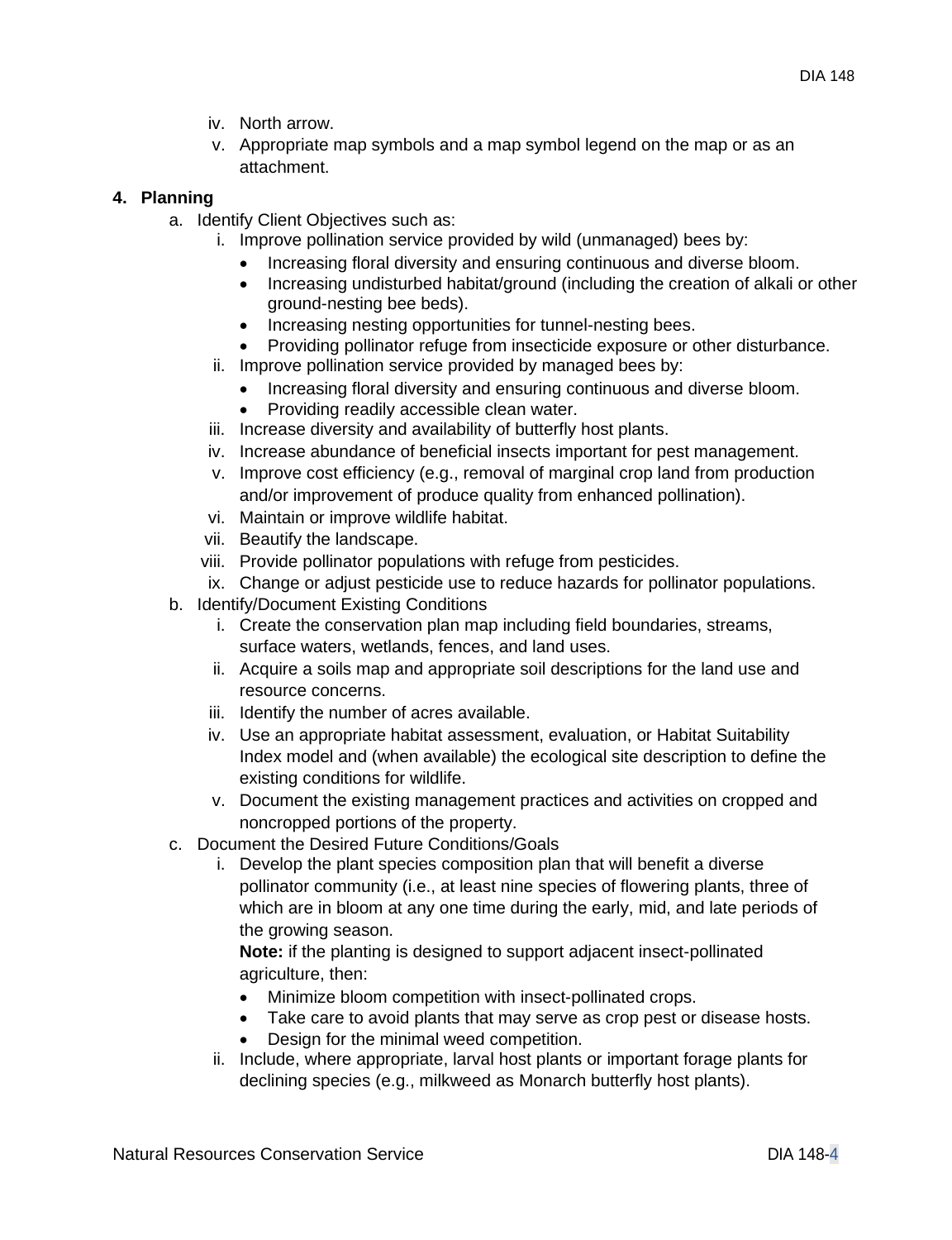iv. North arrow.
v. Appropriate map symbols and a map symbol legend on the map or as an attachment.

**4. Planning**

a. Identify Client Objectives such as:
   i. Improve pollination service provided by wild (unmanaged) bees by:
      - Increasing floral diversity and ensuring continuous and diverse bloom.
      - Increasing undisturbed habitat/ground (including the creation of alkali or other ground-nesting bee beds).
      - Increasing nesting opportunities for tunnel-nesting bees.
      - Providing pollinator refuge from insecticide exposure or other disturbance.
   ii. Improve pollination service provided by managed bees by:
      - Increasing floral diversity and ensuring continuous and diverse bloom.
      - Providing readily accessible clean water.
   iii. Increase diversity and availability of butterfly host plants.
   iv. Increase abundance of beneficial insects important for pest management.
   v. Improve cost efficiency (e.g., removal of marginal crop land from production and/or improvement of produce quality from enhanced pollination).
   vi. Maintain or improve wildlife habitat.
   vii. Beautify the landscape.
   viii. Provide pollinator populations with refuge from pesticides.
   ix. Change or adjust pesticide use to reduce hazards for pollinator populations.

b. Identify/Document Existing Conditions
   i. Create the conservation plan map including field boundaries, streams, surface waters, wetlands, fences, and land uses.
   ii. Acquire a soils map and appropriate soil descriptions for the land use and resource concerns.
   iii. Identify the number of acres available.
   iv. Use an appropriate habitat assessment, evaluation, or Habitat Suitability Index model and (when available) the ecological site description to define the existing conditions for wildlife.
   v. Document the existing management practices and activities on cropped and noncropped portions of the property.

c. Document the Desired Future Conditions/Goals
   i. Develop the plant species composition plan that will benefit a diverse pollinator community (i.e., at least nine species of flowering plants, three of which are in bloom at any one time during the early, mid, and late periods of the growing season.

      **Note:** if the planting is designed to support adjacent insect-pollinated agriculture, then:
      - Minimize bloom competition with insect-pollinated crops.
      - Take care to avoid plants that may serve as crop pest or disease hosts.
      - Design for the minimal weed competition.
   ii. Include, where appropriate, larval host plants or important forage plants for declining species (e.g., milkweed as Monarch butterfly host plants).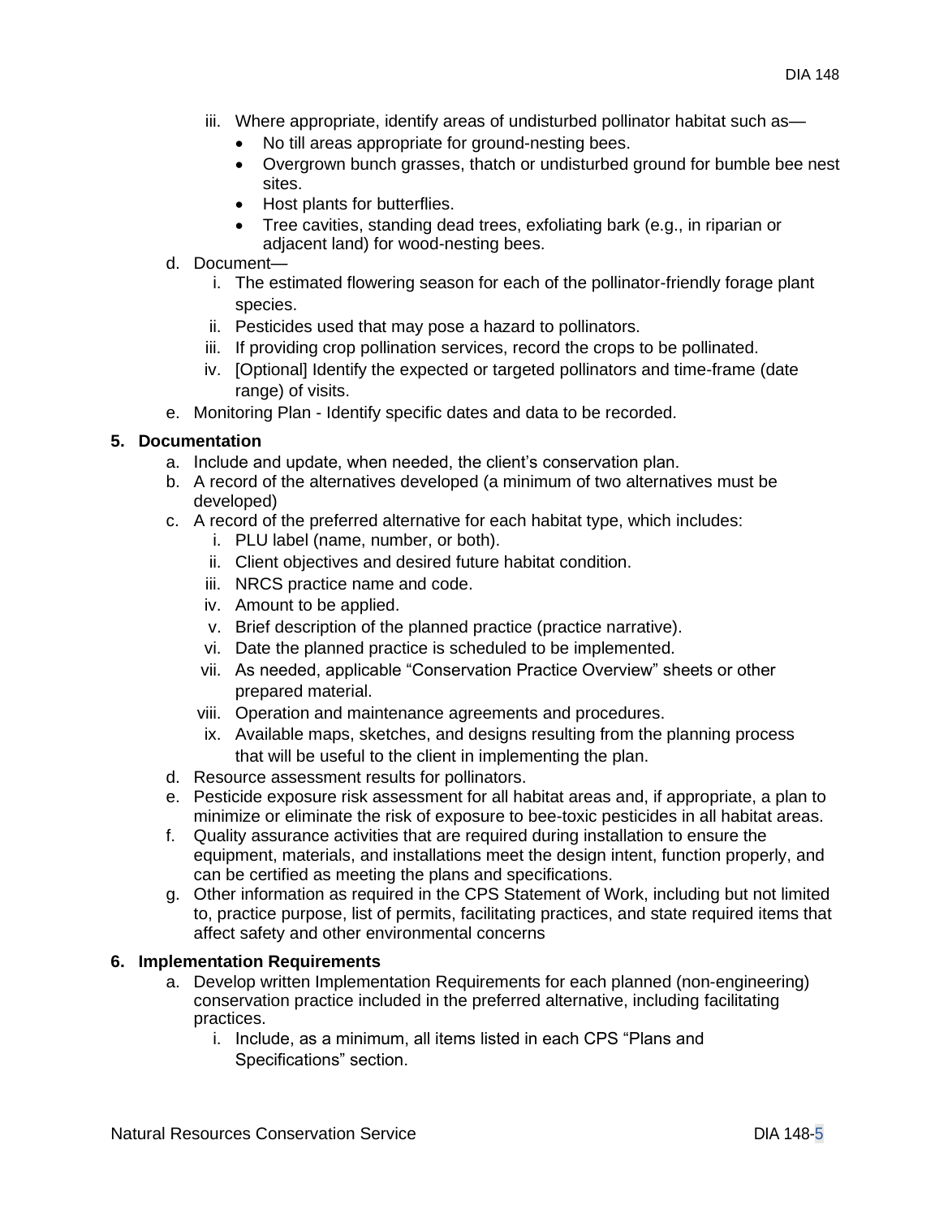iii. Where appropriate, identify areas of undisturbed pollinator habitat such as—
      - No till areas appropriate for ground-nesting bees.
      - Overgrown bunch grasses, thatch or undisturbed ground for bumble bee nest sites.
      - Host plants for butterflies.
      - Tree cavities, standing dead trees, exfoliating bark (e.g., in riparian or adjacent land) for wood-nesting bees.

d. Document—
   i. The estimated flowering season for each of the pollinator-friendly forage plant species.
   ii. Pesticides used that may pose a hazard to pollinators.
   iii. If providing crop pollination services, record the crops to be pollinated.
   iv. [Optional] Identify the expected or targeted pollinators and time-frame (date range) of visits.

e. Monitoring Plan - Identify specific dates and data to be recorded.

**5. Documentation**

a. Include and update, when needed, the client's conservation plan.
b. A record of the alternatives developed (a minimum of two alternatives must be developed)
c. A record of the preferred alternative for each habitat type, which includes:
   i. PLU label (name, number, or both).
   ii. Client objectives and desired future habitat condition.
   iii. NRCS practice name and code.
   iv. Amount to be applied.
   v. Brief description of the planned practice (practice narrative).
   vi. Date the planned practice is scheduled to be implemented.
   vii. As needed, applicable "Conservation Practice Overview" sheets or other prepared material.
   viii. Operation and maintenance agreements and procedures.
   ix. Available maps, sketches, and designs resulting from the planning process that will be useful to the client in implementing the plan.
d. Resource assessment results for pollinators.
e. Pesticide exposure risk assessment for all habitat areas and, if appropriate, a plan to minimize or eliminate the risk of exposure to bee-toxic pesticides in all habitat areas.
f. Quality assurance activities that are required during installation to ensure the equipment, materials, and installations meet the design intent, function properly, and can be certified as meeting the plans and specifications.
g. Other information as required in the CPS Statement of Work, including but not limited to, practice purpose, list of permits, facilitating practices, and state required items that affect safety and other environmental concerns

**6. Implementation Requirements**

a. Develop written Implementation Requirements for each planned (non-engineering) conservation practice included in the preferred alternative, including facilitating practices.
   i. Include, as a minimum, all items listed in each CPS "Plans and Specifications" section.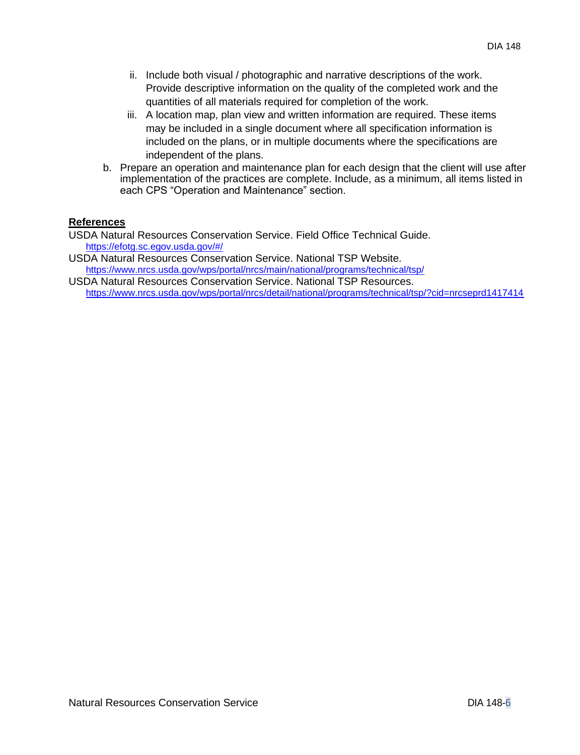ii. Include both visual / photographic and narrative descriptions of the work. Provide descriptive information on the quality of the completed work and the quantities of all materials required for completion of the work.

iii. A location map, plan view and written information are required. These items may be included in a single document where all specification information is included on the plans, or in multiple documents where the specifications are independent of the plans.

b. Prepare an operation and maintenance plan for each design that the client will use after implementation of the practices are complete. Include, as a minimum, all items listed in each CPS "Operation and Maintenance" section.

## References

USDA Natural Resources Conservation Service. Field Office Technical Guide. https://efotg.sc.egov.usda.gov/#/

USDA Natural Resources Conservation Service. National TSP Website. https://www.nrcs.usda.gov/wps/portal/nrcs/main/national/programs/technical/tsp/

USDA Natural Resources Conservation Service. National TSP Resources. https://www.nrcs.usda.gov/wps/portal/nrcs/detail/national/programs/technical/tsp/?cid=nrcseprd1417414